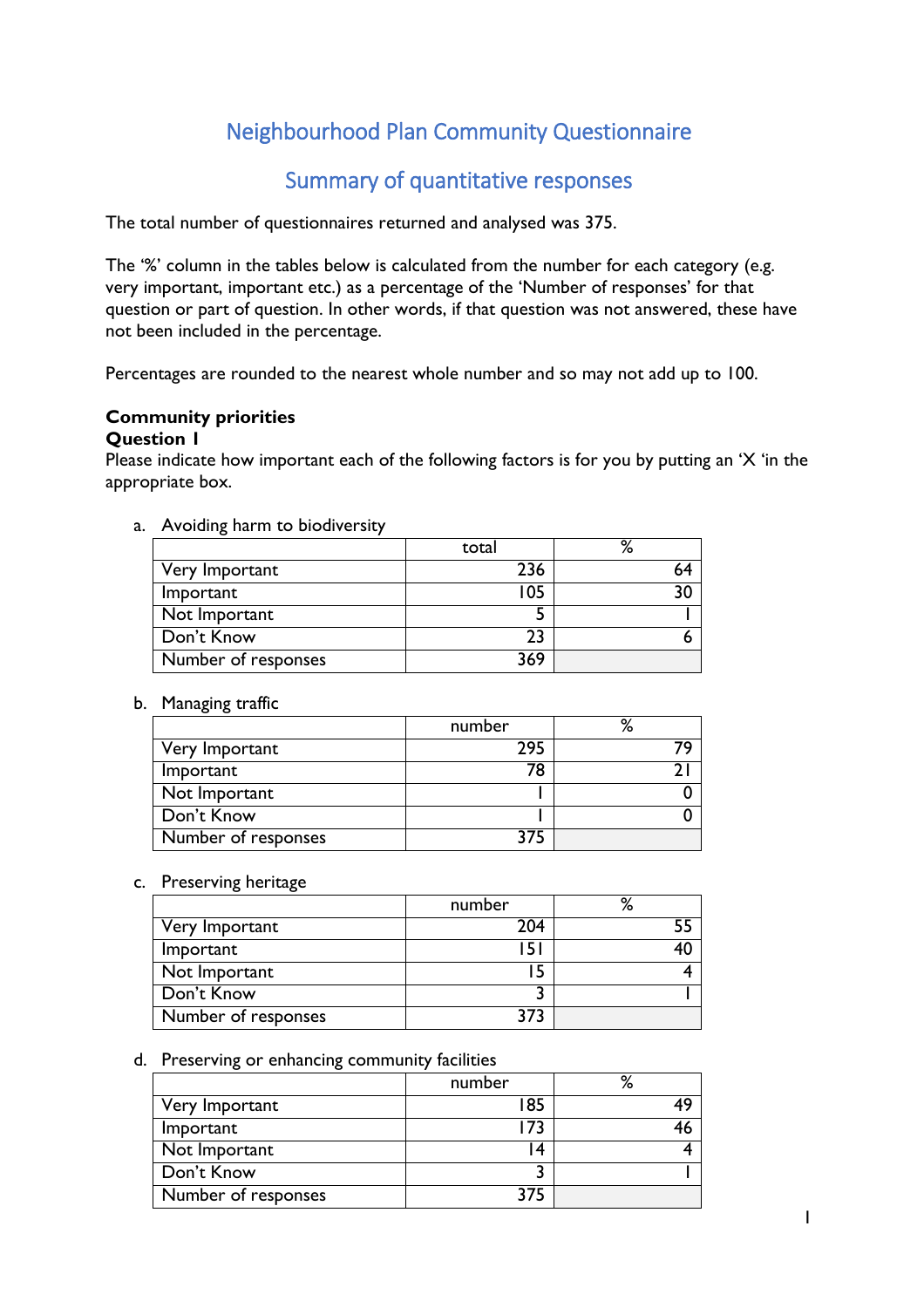# Neighbourhood Plan Community Questionnaire

## Summary of quantitative responses

The total number of questionnaires returned and analysed was 375.

The '%' column in the tables below is calculated from the number for each category (e.g. very important, important etc.) as a percentage of the 'Number of responses' for that question or part of question. In other words, if that question was not answered, these have not been included in the percentage.

Percentages are rounded to the nearest whole number and so may not add up to 100.

**Community priorities**

**Question 1**

Please indicate how important each of the following factors is for you by putting an 'X 'in the appropriate box.

a. Avoiding harm to biodiversity

| | total | % |
|---|---|---|
| Very Important | 236 | 64 |
| Important | 105 | 30 |
| Not Important | 5 | 1 |
| Don't Know | 23 | 6 |
| Number of responses | 369 | |

b. Managing traffic

| | number | % |
|---|---|---|
| Very Important | 295 | 79 |
| Important | 78 | 21 |
| Not Important | 1 | 0 |
| Don't Know | 1 | 0 |
| Number of responses | 375 | |

c. Preserving heritage

| | number | % |
|---|---|---|
| Very Important | 204 | 55 |
| Important | 151 | 40 |
| Not Important | 15 | 4 |
| Don't Know | 3 | 1 |
| Number of responses | 373 | |

d. Preserving or enhancing community facilities

| | number | % |
|---|---|---|
| Very Important | 185 | 49 |
| Important | 173 | 46 |
| Not Important | 14 | 4 |
| Don't Know | 3 | 1 |
| Number of responses | 375 | |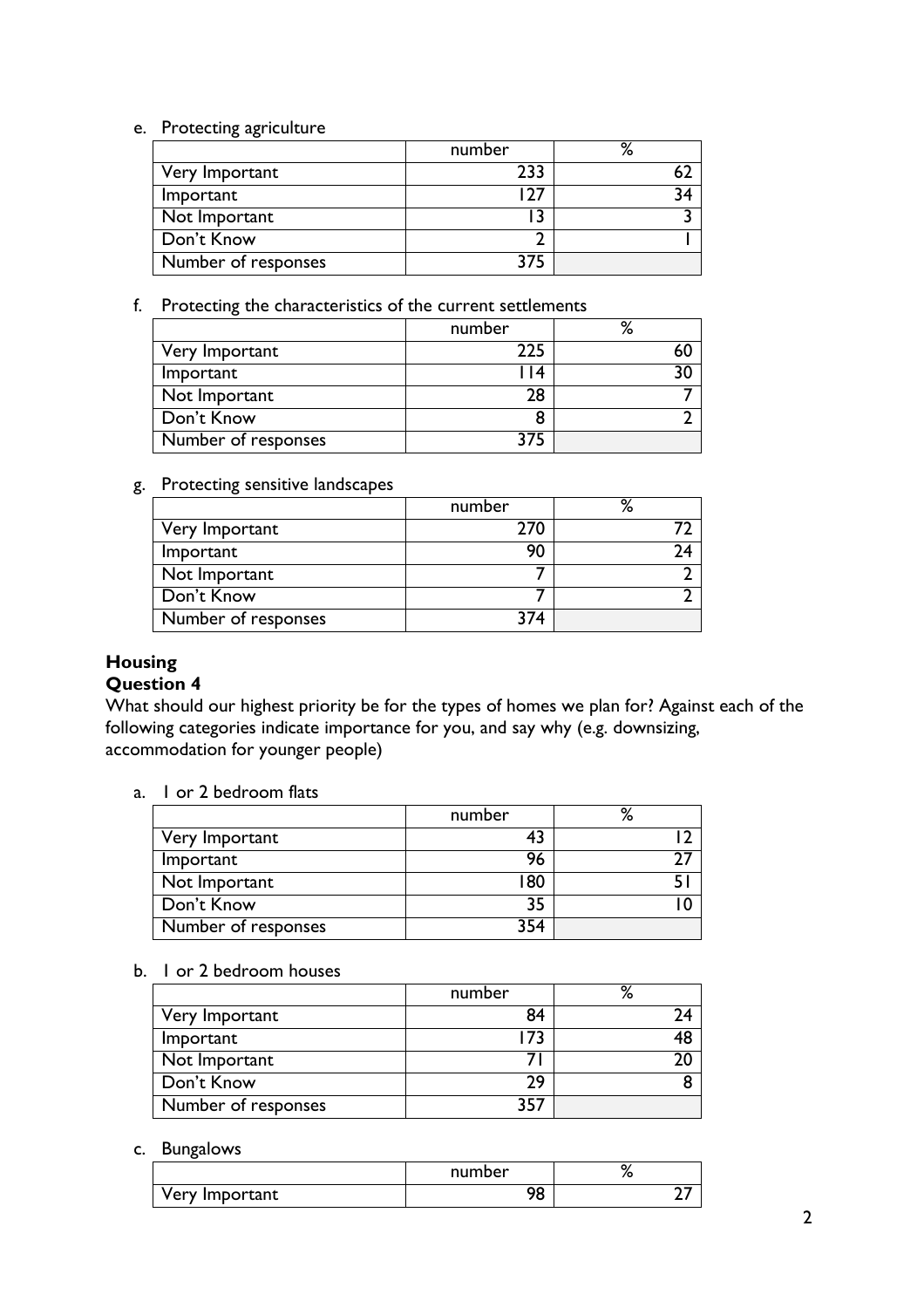e. Protecting agriculture

| | number | % |
|---|---|---|
| Very Important | 233 | 62 |
| Important | 127 | 34 |
| Not Important | 13 | 3 |
| Don't Know | 2 | 1 |
| Number of responses | 375 | |

f. Protecting the characteristics of the current settlements

| | number | % |
|---|---|---|
| Very Important | 225 | 60 |
| Important | 114 | 30 |
| Not Important | 28 | 7 |
| Don't Know | 8 | 2 |
| Number of responses | 375 | |

g. Protecting sensitive landscapes

| | number | % |
|---|---|---|
| Very Important | 270 | 72 |
| Important | 90 | 24 |
| Not Important | 7 | 2 |
| Don't Know | 7 | 2 |
| Number of responses | 374 | |

## Housing

### Question 4

What should our highest priority be for the types of homes we plan for? Against each of the following categories indicate importance for you, and say why (e.g. downsizing, accommodation for younger people)

a. 1 or 2 bedroom flats

| | number | % |
|---|---|---|
| Very Important | 43 | 12 |
| Important | 96 | 27 |
| Not Important | 180 | 51 |
| Don't Know | 35 | 10 |
| Number of responses | 354 | |

b. 1 or 2 bedroom houses

| | number | % |
|---|---|---|
| Very Important | 84 | 24 |
| Important | 173 | 48 |
| Not Important | 71 | 20 |
| Don't Know | 29 | 8 |
| Number of responses | 357 | |

c. Bungalows

| | number | % |
|---|---|---|
| Very Important | 98 | 27 |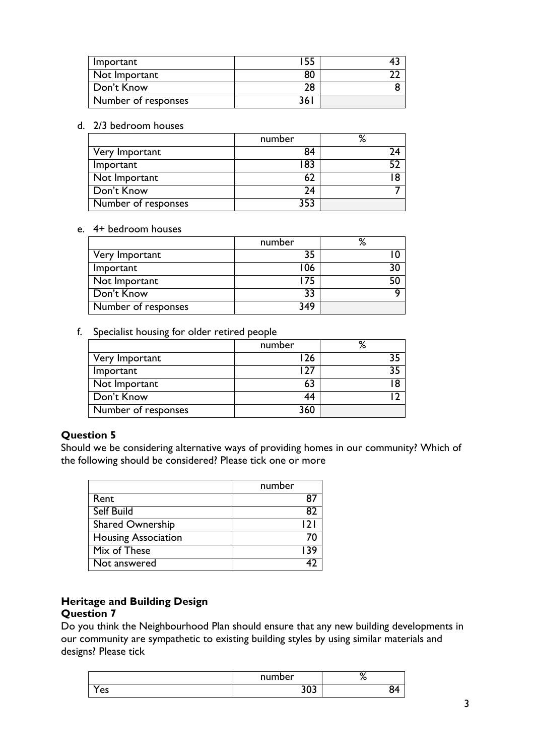| | | |
|---|---|---|
| Important | 155 | 43 |
| Not Important | 80 | 22 |
| Don't Know | 28 | 8 |
| Number of responses | 361 | |

d. 2/3 bedroom houses

| | number | % |
|---|---|---|
| Very Important | 84 | 24 |
| Important | 183 | 52 |
| Not Important | 62 | 18 |
| Don't Know | 24 | 7 |
| Number of responses | 353 | |

e. 4+ bedroom houses

| | number | % |
|---|---|---|
| Very Important | 35 | 10 |
| Important | 106 | 30 |
| Not Important | 175 | 50 |
| Don't Know | 33 | 9 |
| Number of responses | 349 | |

f. Specialist housing for older retired people

| | number | % |
|---|---|---|
| Very Important | 126 | 35 |
| Important | 127 | 35 |
| Not Important | 63 | 18 |
| Don't Know | 44 | 12 |
| Number of responses | 360 | |

### Question 5

Should we be considering alternative ways of providing homes in our community? Which of the following should be considered? Please tick one or more

| | number |
|---|---|
| Rent | 87 |
| Self Build | 82 |
| Shared Ownership | 121 |
| Housing Association | 70 |
| Mix of These | 139 |
| Not answered | 42 |

## Heritage and Building Design

### Question 7

Do you think the Neighbourhood Plan should ensure that any new building developments in our community are sympathetic to existing building styles by using similar materials and designs? Please tick

| | number | % |
|---|---|---|
| Yes | 303 | 84 |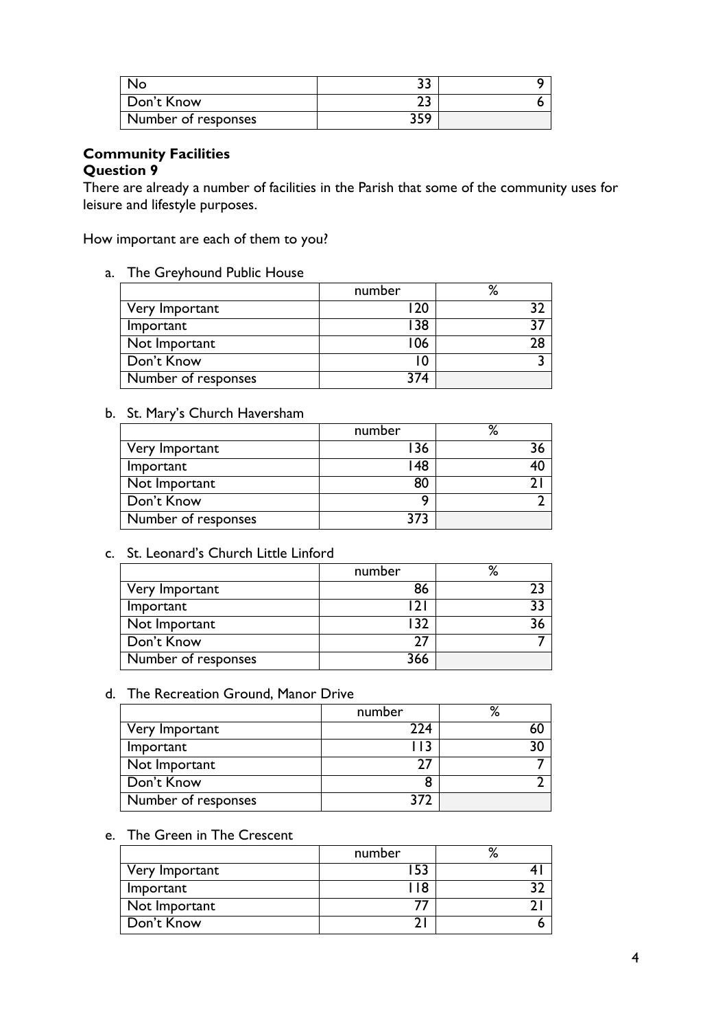| | | |
|---|---|---|
| No | 33 | 9 |
| Don't Know | 23 | 6 |
| Number of responses | 359 | |

**Community Facilities**
**Question 9**

There are already a number of facilities in the Parish that some of the community uses for leisure and lifestyle purposes.

How important are each of them to you?

a. The Greyhound Public House

| | number | % |
|---|---|---|
| Very Important | 120 | 32 |
| Important | 138 | 37 |
| Not Important | 106 | 28 |
| Don't Know | 10 | 3 |
| Number of responses | 374 | |

b. St. Mary's Church Haversham

| | number | % |
|---|---|---|
| Very Important | 136 | 36 |
| Important | 148 | 40 |
| Not Important | 80 | 21 |
| Don't Know | 9 | 2 |
| Number of responses | 373 | |

c. St. Leonard's Church Little Linford

| | number | % |
|---|---|---|
| Very Important | 86 | 23 |
| Important | 121 | 33 |
| Not Important | 132 | 36 |
| Don't Know | 27 | 7 |
| Number of responses | 366 | |

d. The Recreation Ground, Manor Drive

| | number | % |
|---|---|---|
| Very Important | 224 | 60 |
| Important | 113 | 30 |
| Not Important | 27 | 7 |
| Don't Know | 8 | 2 |
| Number of responses | 372 | |

e. The Green in The Crescent

| | number | % |
|---|---|---|
| Very Important | 153 | 41 |
| Important | 118 | 32 |
| Not Important | 77 | 21 |
| Don't Know | 21 | 6 |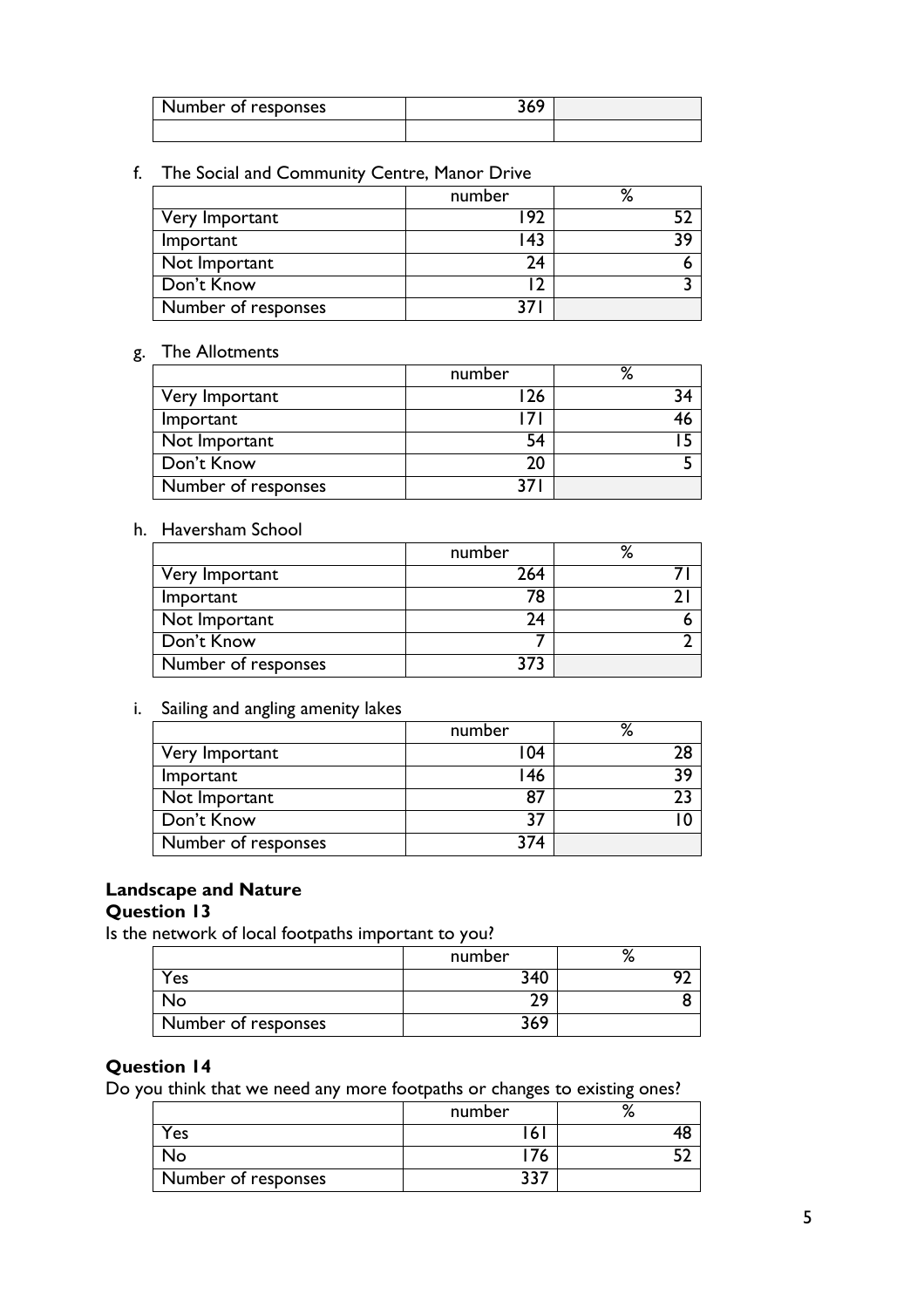| Number of responses | 369 | |
|---|---|---|
| | | |

f. The Social and Community Centre, Manor Drive

| | number | % |
|---|---|---|
| Very Important | 192 | 52 |
| Important | 143 | 39 |
| Not Important | 24 | 6 |
| Don't Know | 12 | 3 |
| Number of responses | 371 | |

g. The Allotments

| | number | % |
|---|---|---|
| Very Important | 126 | 34 |
| Important | 171 | 46 |
| Not Important | 54 | 15 |
| Don't Know | 20 | 5 |
| Number of responses | 371 | |

h. Haversham School

| | number | % |
|---|---|---|
| Very Important | 264 | 71 |
| Important | 78 | 21 |
| Not Important | 24 | 6 |
| Don't Know | 7 | 2 |
| Number of responses | 373 | |

i. Sailing and angling amenity lakes

| | number | % |
|---|---|---|
| Very Important | 104 | 28 |
| Important | 146 | 39 |
| Not Important | 87 | 23 |
| Don't Know | 37 | 10 |
| Number of responses | 374 | |

**Landscape and Nature**
**Question 13**

Is the network of local footpaths important to you?

| | number | % |
|---|---|---|
| Yes | 340 | 92 |
| No | 29 | 8 |
| Number of responses | 369 | |

**Question 14**

Do you think that we need any more footpaths or changes to existing ones?

| | number | % |
|---|---|---|
| Yes | 161 | 48 |
| No | 176 | 52 |
| Number of responses | 337 | |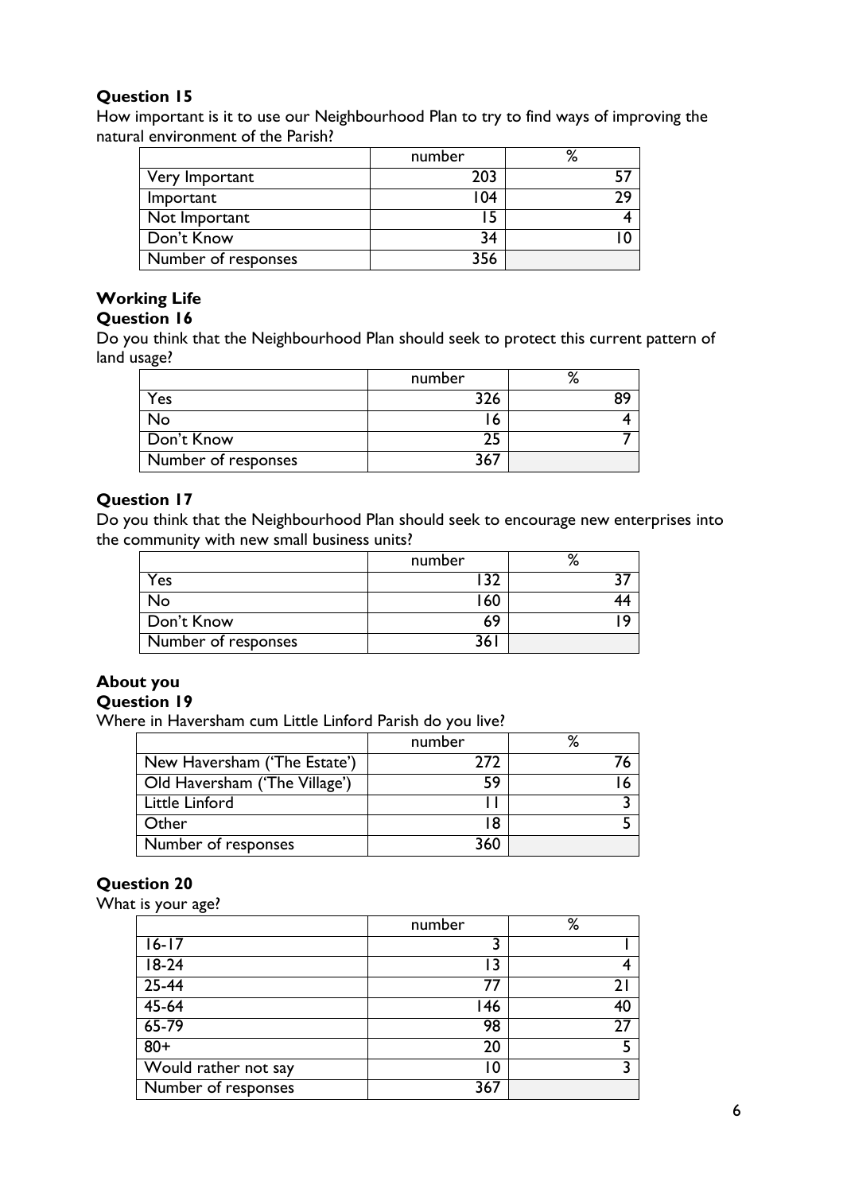**Question 15**

How important is it to use our Neighbourhood Plan to try to find ways of improving the natural environment of the Parish?

| | number | % |
|---|---|---|
| Very Important | 203 | 57 |
| Important | 104 | 29 |
| Not Important | 15 | 4 |
| Don't Know | 34 | 10 |
| Number of responses | 356 | |

**Working Life**

**Question 16**

Do you think that the Neighbourhood Plan should seek to protect this current pattern of land usage?

| | number | % |
|---|---|---|
| Yes | 326 | 89 |
| No | 16 | 4 |
| Don't Know | 25 | 7 |
| Number of responses | 367 | |

**Question 17**

Do you think that the Neighbourhood Plan should seek to encourage new enterprises into the community with new small business units?

| | number | % |
|---|---|---|
| Yes | 132 | 37 |
| No | 160 | 44 |
| Don't Know | 69 | 19 |
| Number of responses | 361 | |

**About you**

**Question 19**

Where in Haversham cum Little Linford Parish do you live?

| | number | % |
|---|---|---|
| New Haversham ('The Estate') | 272 | 76 |
| Old Haversham ('The Village') | 59 | 16 |
| Little Linford | 11 | 3 |
| Other | 18 | 5 |
| Number of responses | 360 | |

**Question 20**

What is your age?

| | number | % |
|---|---|---|
| 16-17 | 3 | 1 |
| 18-24 | 13 | 4 |
| 25-44 | 77 | 21 |
| 45-64 | 146 | 40 |
| 65-79 | 98 | 27 |
| 80+ | 20 | 5 |
| Would rather not say | 10 | 3 |
| Number of responses | 367 | |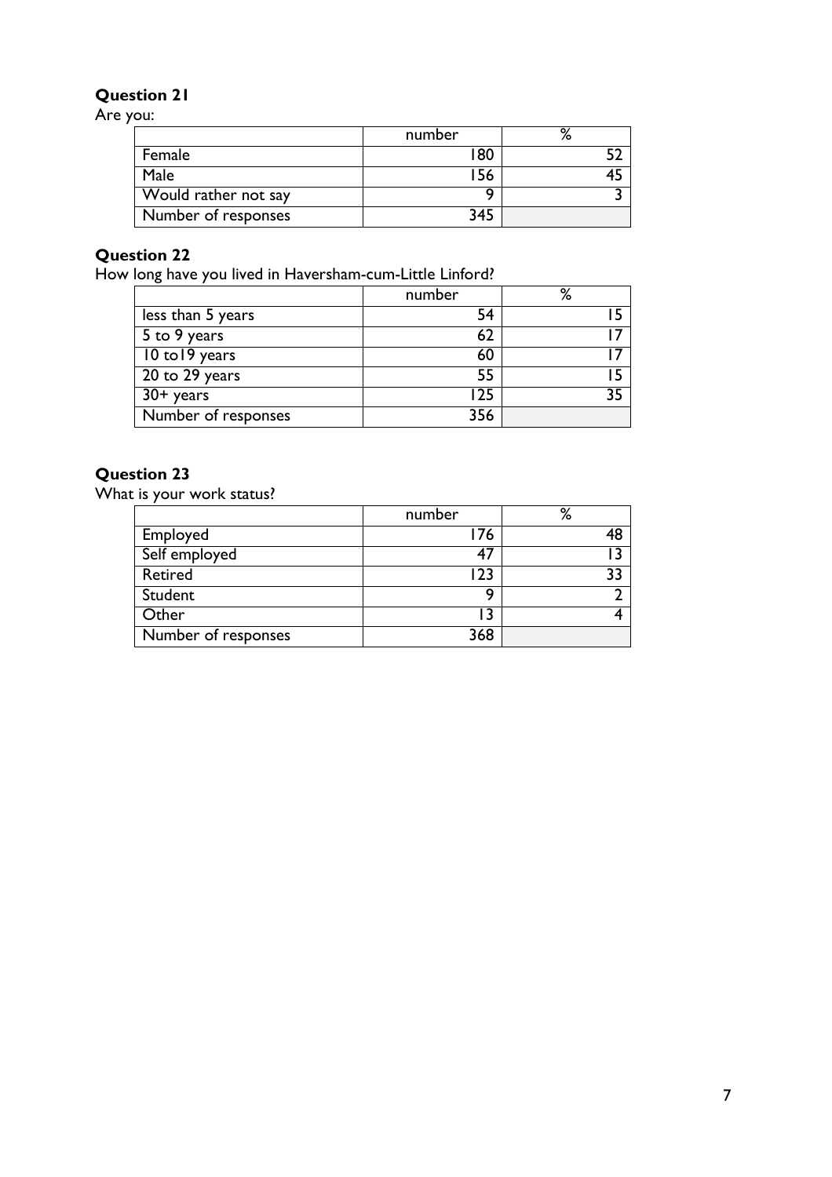**Question 21**

Are you:

| | number | % |
|---|---|---|
| Female | 180 | 52 |
| Male | 156 | 45 |
| Would rather not say | 9 | 3 |
| Number of responses | 345 | |

**Question 22**

How long have you lived in Haversham-cum-Little Linford?

| | number | % |
|---|---|---|
| less than 5 years | 54 | 15 |
| 5 to 9 years | 62 | 17 |
| 10 to19 years | 60 | 17 |
| 20 to 29 years | 55 | 15 |
| 30+ years | 125 | 35 |
| Number of responses | 356 | |

**Question 23**

What is your work status?

| | number | % |
|---|---|---|
| Employed | 176 | 48 |
| Self employed | 47 | 13 |
| Retired | 123 | 33 |
| Student | 9 | 2 |
| Other | 13 | 4 |
| Number of responses | 368 | |